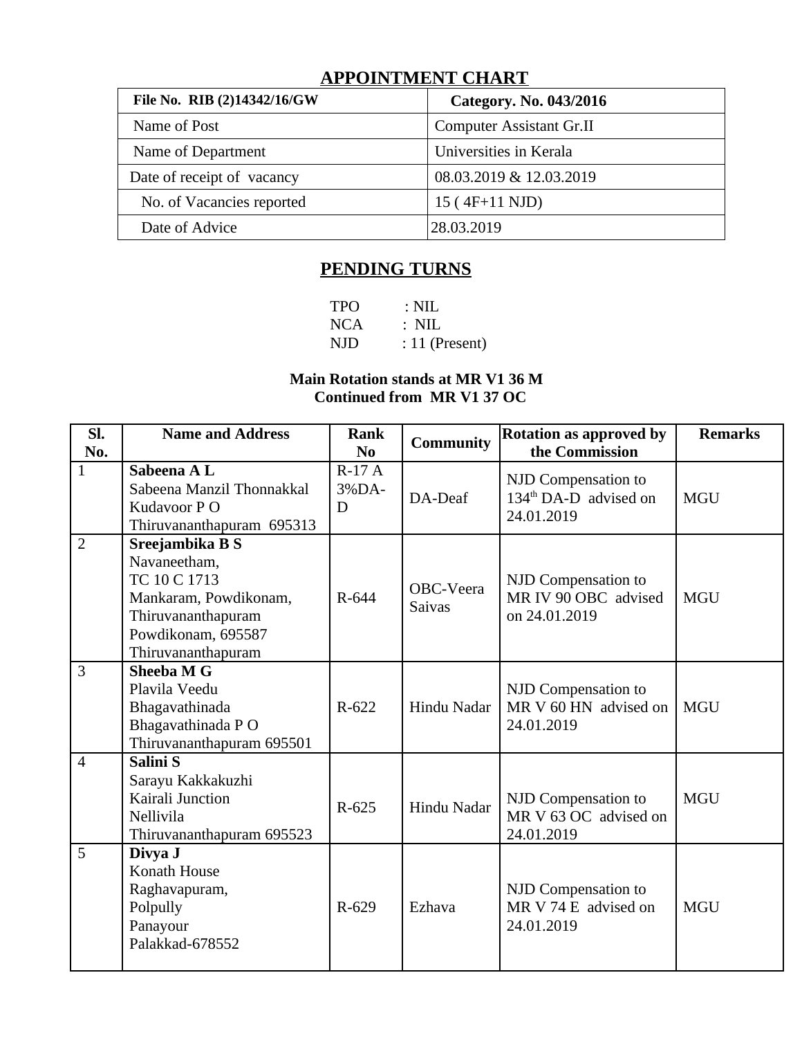# APPOINTMENT CHART

| **File No. RIB (2)14342/16/GW** | **Category. No. 043/2016** |
|---|---|
| Name of Post | Computer Assistant Gr.II |
| Name of Department | Universities in Kerala |
| Date of receipt of vacancy | 08.03.2019 & 12.03.2019 |
| No. of Vacancies reported | 15 ( 4F+11 NJD) |
| Date of Advice | 28.03.2019 |

## PENDING TURNS

TPO : NIL
NCA : NIL
NJD : 11 (Present)

**Main Rotation stands at MR V1 36 M**
**Continued from MR V1 37 OC**

| Sl. No. | Name and Address | Rank No | Community | Rotation as approved by the Commission | Remarks |
|---|---|---|---|---|---|
| 1 | **Sabeena A L** Sabeena Manzil Thonnakkal Kudavoor P O Thiruvananthapuram 695313 | R-17 A 3%DA-D | DA-Deaf | NJD Compensation to 134th DA-D advised on 24.01.2019 | MGU |
| 2 | **Sreejambika B S** Navaneetham, TC 10 C 1713 Mankaram, Powdikonam, Thiruvananthapuram Powdikonam, 695587 Thiruvananthapuram | R-644 | OBC-Veera Saivas | NJD Compensation to MR IV 90 OBC advised on 24.01.2019 | MGU |
| 3 | **Sheeba M G** Plavila Veedu Bhagavathinada Bhagavathinada P O Thiruvananthapuram 695501 | R-622 | Hindu Nadar | NJD Compensation to MR V 60 HN advised on 24.01.2019 | MGU |
| 4 | **Salini S** Sarayu Kakkakuzhi Kairali Junction Nellivila Thiruvananthapuram 695523 | R-625 | Hindu Nadar | NJD Compensation to MR V 63 OC advised on 24.01.2019 | MGU |
| 5 | **Divya J** Konath House Raghavapuram, Polpully Panayour Palakkad-678552 | R-629 | Ezhava | NJD Compensation to MR V 74 E advised on 24.01.2019 | MGU |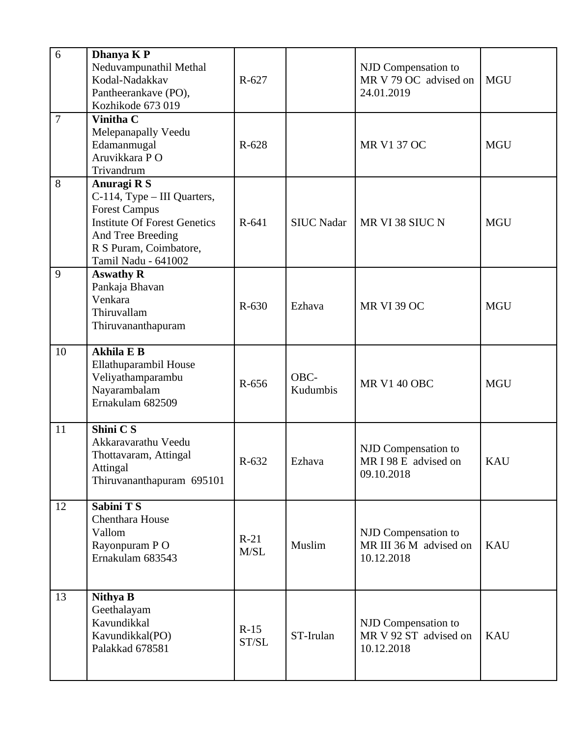| 6 | **Dhanya K P**<br>Neduvampunathil Methal<br>Kodal-Nadakkav<br>Pantheerankave (PO),<br>Kozhikode 673 019 | R-627 | | NJD Compensation to MR V 79 OC advised on 24.01.2019 | MGU |
|---|---|---|---|---|---|
| 7 | **Vinitha C**<br>Melepanapally Veedu<br>Edamanmugal<br>Aruvikkara P O<br>Trivandrum | R-628 | | MR V1 37 OC | MGU |
| 8 | **Anuragi R S**<br>C-114, Type – III Quarters,<br>Forest Campus<br>Institute Of Forest Genetics And Tree Breeding<br>R S Puram, Coimbatore,<br>Tamil Nadu - 641002 | R-641 | SIUC Nadar | MR VI 38 SIUC N | MGU |
| 9 | **Aswathy R**<br>Pankaja Bhavan<br>Venkara<br>Thiruvallam<br>Thiruvananthapuram | R-630 | Ezhava | MR VI 39 OC | MGU |
| 10 | **Akhila E B**<br>Ellathuparambil House<br>Veliyathamparambu<br>Nayarambalam<br>Ernakulam 682509 | R-656 | OBC-Kudumbis | MR V1 40 OBC | MGU |
| 11 | **Shini C S**<br>Akkaravarathu Veedu<br>Thottavaram, Attingal<br>Attingal<br>Thiruvananthapuram 695101 | R-632 | Ezhava | NJD Compensation to MR I 98 E advised on 09.10.2018 | KAU |
| 12 | **Sabini T S**<br>Chenthara House<br>Vallom<br>Rayonpuram P O<br>Ernakulam 683543 | R-21 M/SL | Muslim | NJD Compensation to MR III 36 M advised on 10.12.2018 | KAU |
| 13 | **Nithya B**<br>Geethalayam<br>Kavundikkal<br>Kavundikkal(PO)<br>Palakkad 678581 | R-15 ST/SL | ST-Irulan | NJD Compensation to MR V 92 ST advised on 10.12.2018 | KAU |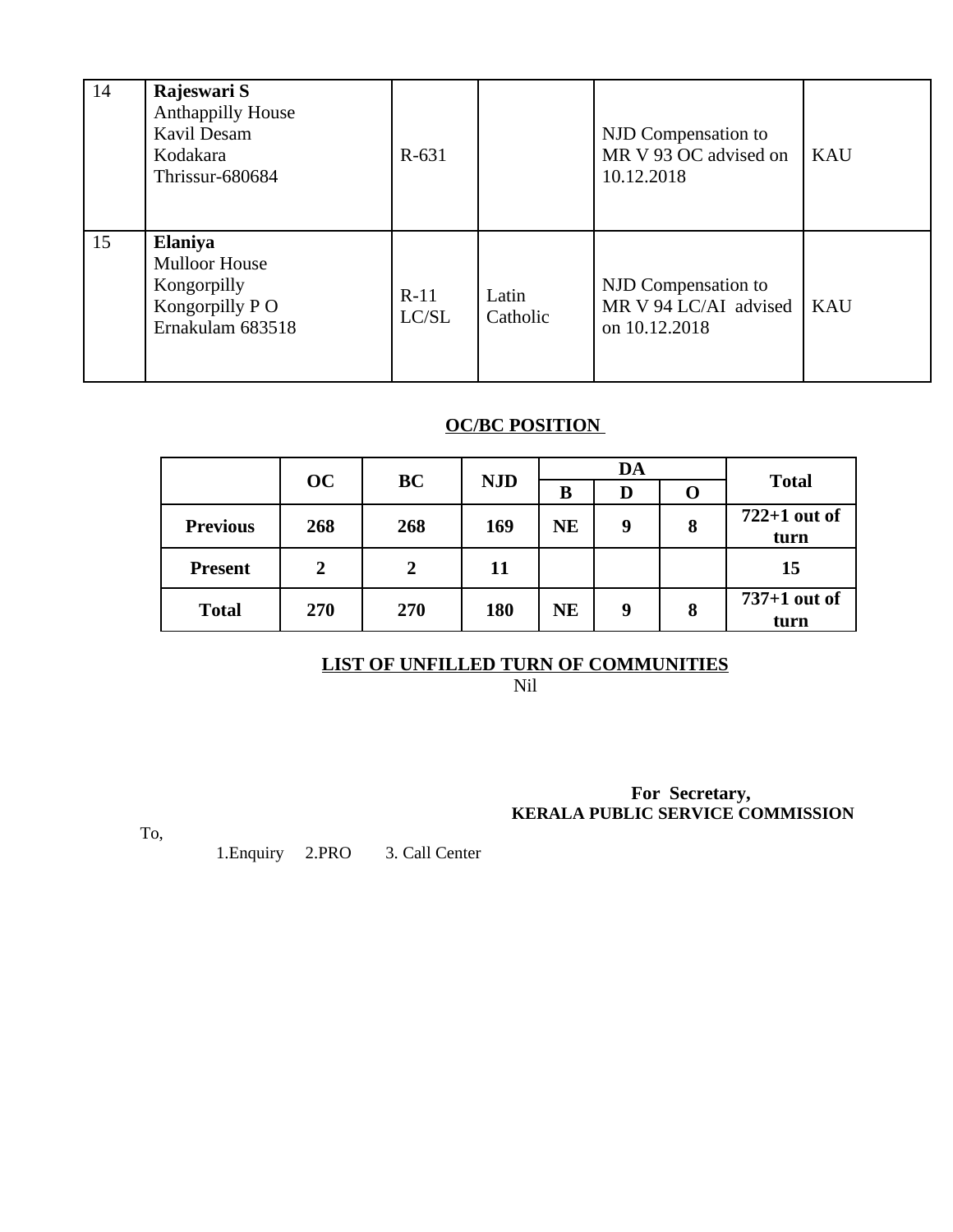| | | | | | |
|---|---|---|---|---|---|
| 14 | **Rajeswari S**<br>Anthappilly House<br>Kavil Desam<br>Kodakara<br>Thrissur-680684 | R-631 | | NJD Compensation to MR V 93 OC advised on 10.12.2018 | KAU |
| 15 | **Elaniya**<br>Mulloor House<br>Kongorpilly<br>Kongorpilly P O<br>Ernakulam 683518 | R-11 LC/SL | Latin Catholic | NJD Compensation to MR V 94 LC/AI advised on 10.12.2018 | KAU |

## OC/BC POSITION

| | OC | BC | NJD | DA | | | Total |
|---|---|---|---|---|---|---|---|
| | | | | B | D | O | |
| **Previous** | **268** | **268** | **169** | **NE** | **9** | **8** | **722+1 out of turn** |
| **Present** | **2** | **2** | **11** | | | | **15** |
| **Total** | **270** | **270** | **180** | **NE** | **9** | **8** | **737+1 out of turn** |

## LIST OF UNFILLED TURN OF COMMUNITIES

Nil

**For Secretary,**
**KERALA PUBLIC SERVICE COMMISSION**

To,

1.Enquiry 2.PRO 3. Call Center